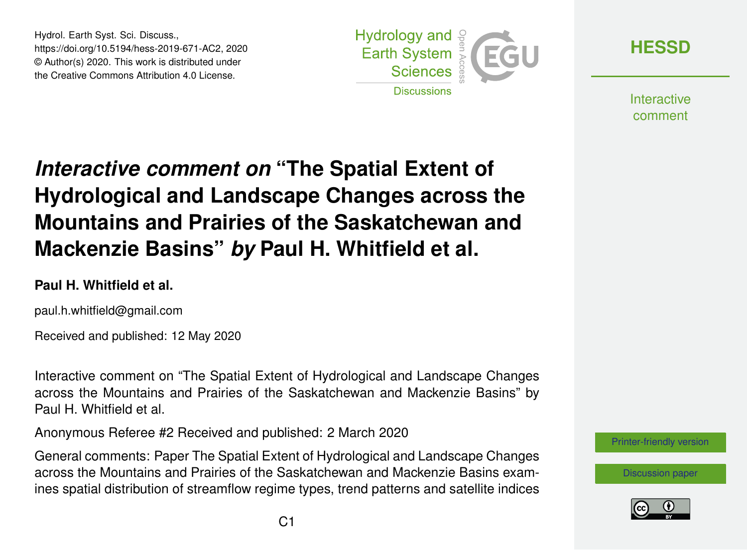Hydrol. Earth Syst. Sci. Discuss.,
https://doi.org/10.5194/hess-2019-671-AC2, 2020
© Author(s) 2020. This work is distributed under
the Creative Commons Attribution 4.0 License.

# *Interactive comment on* "The Spatial Extent of Hydrological and Landscape Changes across the Mountains and Prairies of the Saskatchewan and Mackenzie Basins" *by* Paul H. Whitfield et al.

**Paul H. Whitfield et al.**

paul.h.whitfield@gmail.com

Received and published: 12 May 2020

Interactive comment on "The Spatial Extent of Hydrological and Landscape Changes across the Mountains and Prairies of the Saskatchewan and Mackenzie Basins" by Paul H. Whitfield et al.

Anonymous Referee #2 Received and published: 2 March 2020

General comments: Paper The Spatial Extent of Hydrological and Landscape Changes across the Mountains and Prairies of the Saskatchewan and Mackenzie Basins examines spatial distribution of streamflow regime types, trend patterns and satellite indices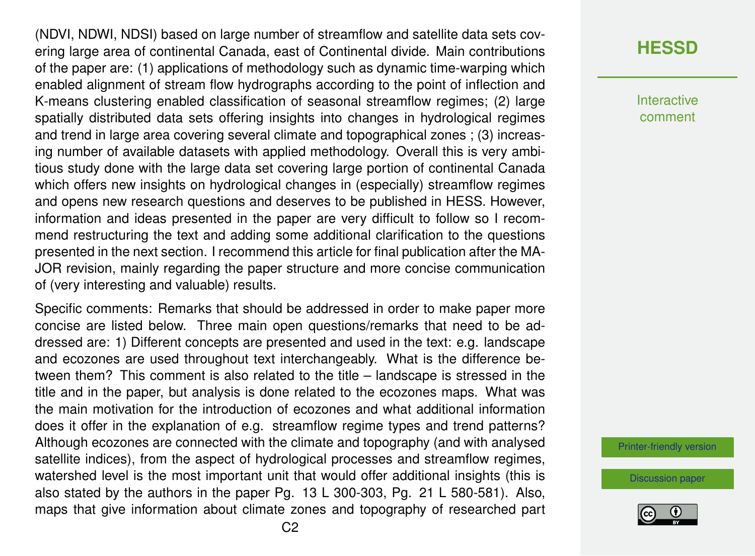(NDVI, NDWI, NDSI) based on large number of streamflow and satellite data sets covering large area of continental Canada, east of Continental divide. Main contributions of the paper are: (1) applications of methodology such as dynamic time-warping which enabled alignment of stream flow hydrographs according to the point of inflection and K-means clustering enabled classification of seasonal streamflow regimes; (2) large spatially distributed data sets offering insights into changes in hydrological regimes and trend in large area covering several climate and topographical zones ; (3) increasing number of available datasets with applied methodology. Overall this is very ambitious study done with the large data set covering large portion of continental Canada which offers new insights on hydrological changes in (especially) streamflow regimes and opens new research questions and deserves to be published in HESS. However, information and ideas presented in the paper are very difficult to follow so I recommend restructuring the text and adding some additional clarification to the questions presented in the next section. I recommend this article for final publication after the MAJOR revision, mainly regarding the paper structure and more concise communication of (very interesting and valuable) results.

Specific comments: Remarks that should be addressed in order to make paper more concise are listed below. Three main open questions/remarks that need to be addressed are: 1) Different concepts are presented and used in the text: e.g. landscape and ecozones are used throughout text interchangeably. What is the difference between them? This comment is also related to the title – landscape is stressed in the title and in the paper, but analysis is done related to the ecozones maps. What was the main motivation for the introduction of ecozones and what additional information does it offer in the explanation of e.g. streamflow regime types and trend patterns? Although ecozones are connected with the climate and topography (and with analysed satellite indices), from the aspect of hydrological processes and streamflow regimes, watershed level is the most important unit that would offer additional insights (this is also stated by the authors in the paper Pg. 13 L 300-303, Pg. 21 L 580-581). Also, maps that give information about climate zones and topography of researched part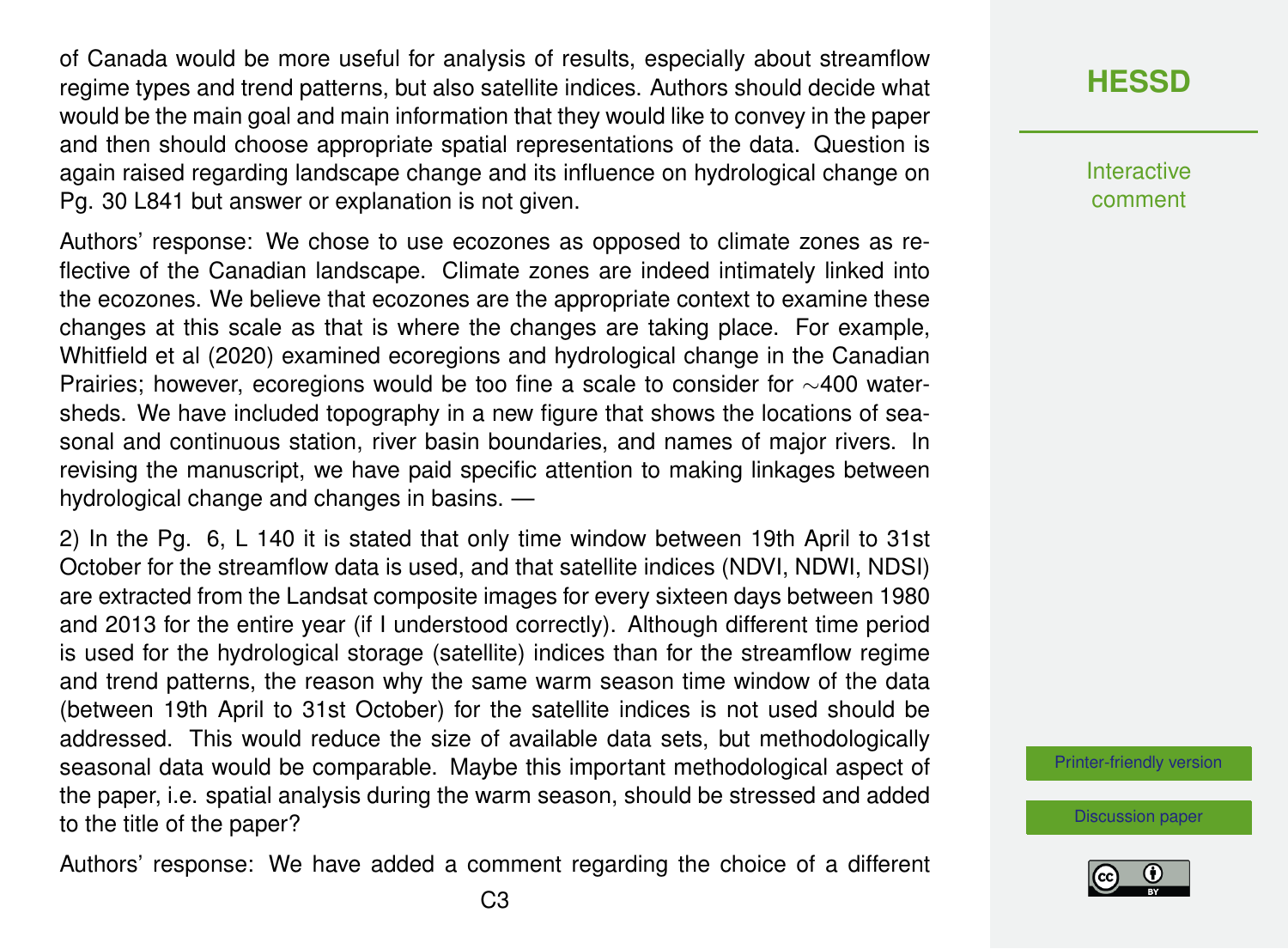of Canada would be more useful for analysis of results, especially about streamflow regime types and trend patterns, but also satellite indices. Authors should decide what would be the main goal and main information that they would like to convey in the paper and then should choose appropriate spatial representations of the data. Question is again raised regarding landscape change and its influence on hydrological change on Pg. 30 L841 but answer or explanation is not given.

Authors' response: We chose to use ecozones as opposed to climate zones as reflective of the Canadian landscape. Climate zones are indeed intimately linked into the ecozones. We believe that ecozones are the appropriate context to examine these changes at this scale as that is where the changes are taking place. For example, Whitfield et al (2020) examined ecoregions and hydrological change in the Canadian Prairies; however, ecoregions would be too fine a scale to consider for ∼400 watersheds. We have included topography in a new figure that shows the locations of seasonal and continuous station, river basin boundaries, and names of major rivers. In revising the manuscript, we have paid specific attention to making linkages between hydrological change and changes in basins. —

2) In the Pg. 6, L 140 it is stated that only time window between 19th April to 31st October for the streamflow data is used, and that satellite indices (NDVI, NDWI, NDSI) are extracted from the Landsat composite images for every sixteen days between 1980 and 2013 for the entire year (if I understood correctly). Although different time period is used for the hydrological storage (satellite) indices than for the streamflow regime and trend patterns, the reason why the same warm season time window of the data (between 19th April to 31st October) for the satellite indices is not used should be addressed. This would reduce the size of available data sets, but methodologically seasonal data would be comparable. Maybe this important methodological aspect of the paper, i.e. spatial analysis during the warm season, should be stressed and added to the title of the paper?

Authors' response: We have added a comment regarding the choice of a different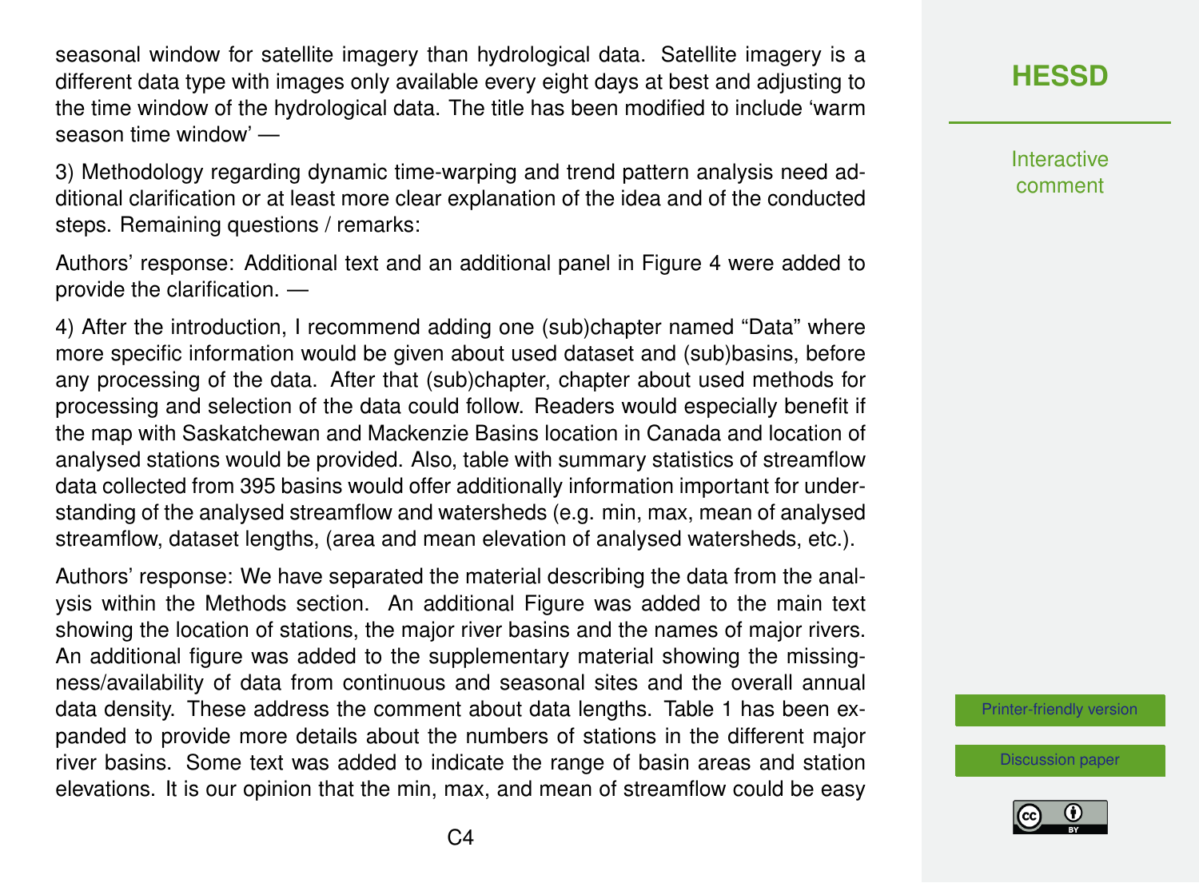seasonal window for satellite imagery than hydrological data. Satellite imagery is a different data type with images only available every eight days at best and adjusting to the time window of the hydrological data. The title has been modified to include 'warm season time window' —

3) Methodology regarding dynamic time-warping and trend pattern analysis need additional clarification or at least more clear explanation of the idea and of the conducted steps. Remaining questions / remarks:

Authors' response: Additional text and an additional panel in Figure 4 were added to provide the clarification. —

4) After the introduction, I recommend adding one (sub)chapter named "Data" where more specific information would be given about used dataset and (sub)basins, before any processing of the data. After that (sub)chapter, chapter about used methods for processing and selection of the data could follow. Readers would especially benefit if the map with Saskatchewan and Mackenzie Basins location in Canada and location of analysed stations would be provided. Also, table with summary statistics of streamflow data collected from 395 basins would offer additionally information important for understanding of the analysed streamflow and watersheds (e.g. min, max, mean of analysed streamflow, dataset lengths, (area and mean elevation of analysed watersheds, etc.).

Authors' response: We have separated the material describing the data from the analysis within the Methods section. An additional Figure was added to the main text showing the location of stations, the major river basins and the names of major rivers. An additional figure was added to the supplementary material showing the missingness/availability of data from continuous and seasonal sites and the overall annual data density. These address the comment about data lengths. Table 1 has been expanded to provide more details about the numbers of stations in the different major river basins. Some text was added to indicate the range of basin areas and station elevations. It is our opinion that the min, max, and mean of streamflow could be easy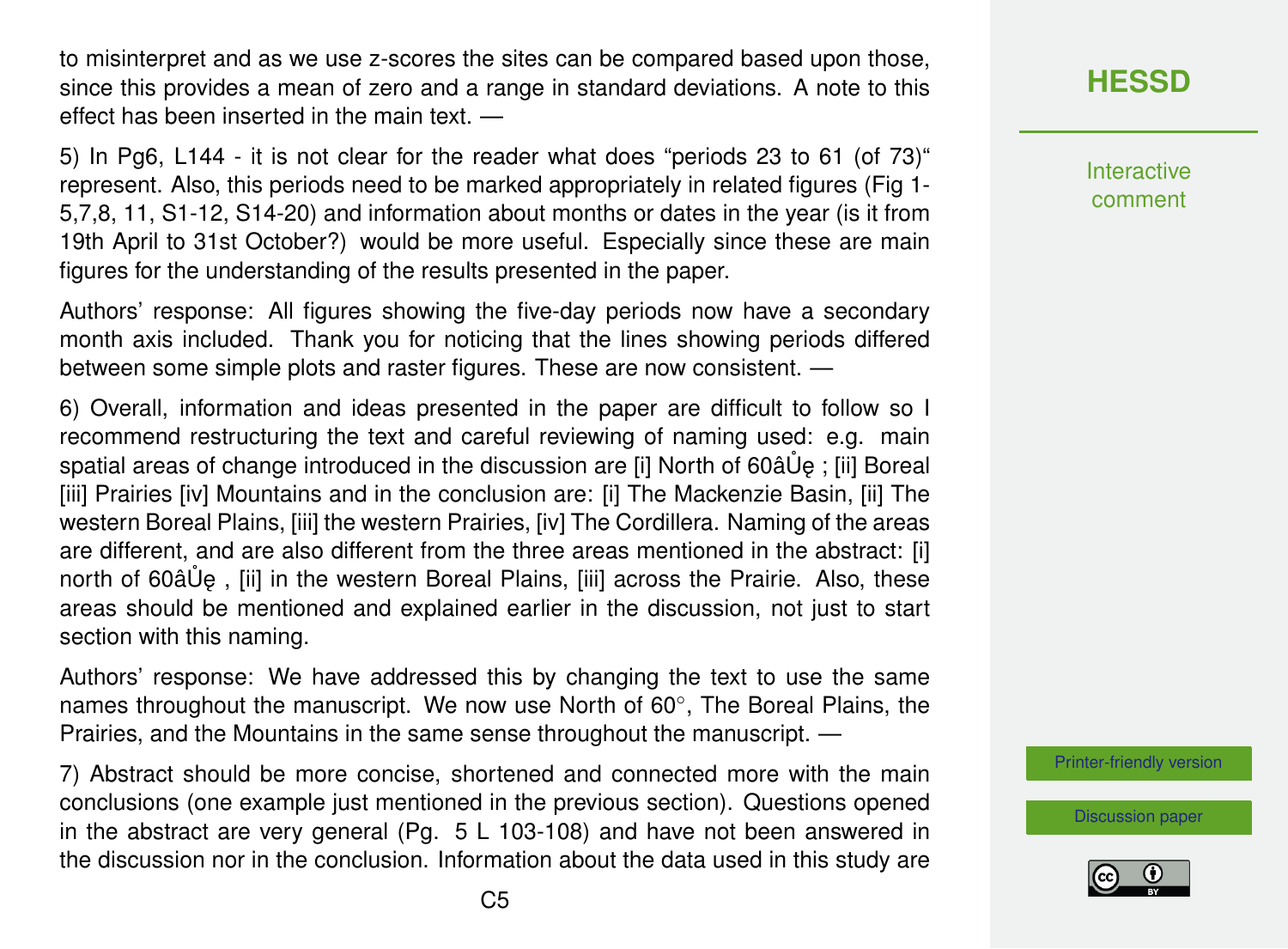to misinterpret and as we use z-scores the sites can be compared based upon those, since this provides a mean of zero and a range in standard deviations. A note to this effect has been inserted in the main text. —

5) In Pg6, L144 - it is not clear for the reader what does "periods 23 to 61 (of 73)" represent. Also, this periods need to be marked appropriately in related figures (Fig 1-5,7,8, 11, S1-12, S14-20) and information about months or dates in the year (is it from 19th April to 31st October?) would be more useful. Especially since these are main figures for the understanding of the results presented in the paper.

Authors' response: All figures showing the five-day periods now have a secondary month axis included. Thank you for noticing that the lines showing periods differed between some simple plots and raster figures. These are now consistent. —

6) Overall, information and ideas presented in the paper are difficult to follow so I recommend restructuring the text and careful reviewing of naming used: e.g. main spatial areas of change introduced in the discussion are [i] North of 60âŮę ; [ii] Boreal [iii] Prairies [iv] Mountains and in the conclusion are: [i] The Mackenzie Basin, [ii] The western Boreal Plains, [iii] the western Prairies, [iv] The Cordillera. Naming of the areas are different, and are also different from the three areas mentioned in the abstract: [i] north of 60âŮę , [ii] in the western Boreal Plains, [iii] across the Prairie. Also, these areas should be mentioned and explained earlier in the discussion, not just to start section with this naming.

Authors' response: We have addressed this by changing the text to use the same names throughout the manuscript. We now use North of 60°, The Boreal Plains, the Prairies, and the Mountains in the same sense throughout the manuscript. —

7) Abstract should be more concise, shortened and connected more with the main conclusions (one example just mentioned in the previous section). Questions opened in the abstract are very general (Pg. 5 L 103-108) and have not been answered in the discussion nor in the conclusion. Information about the data used in this study are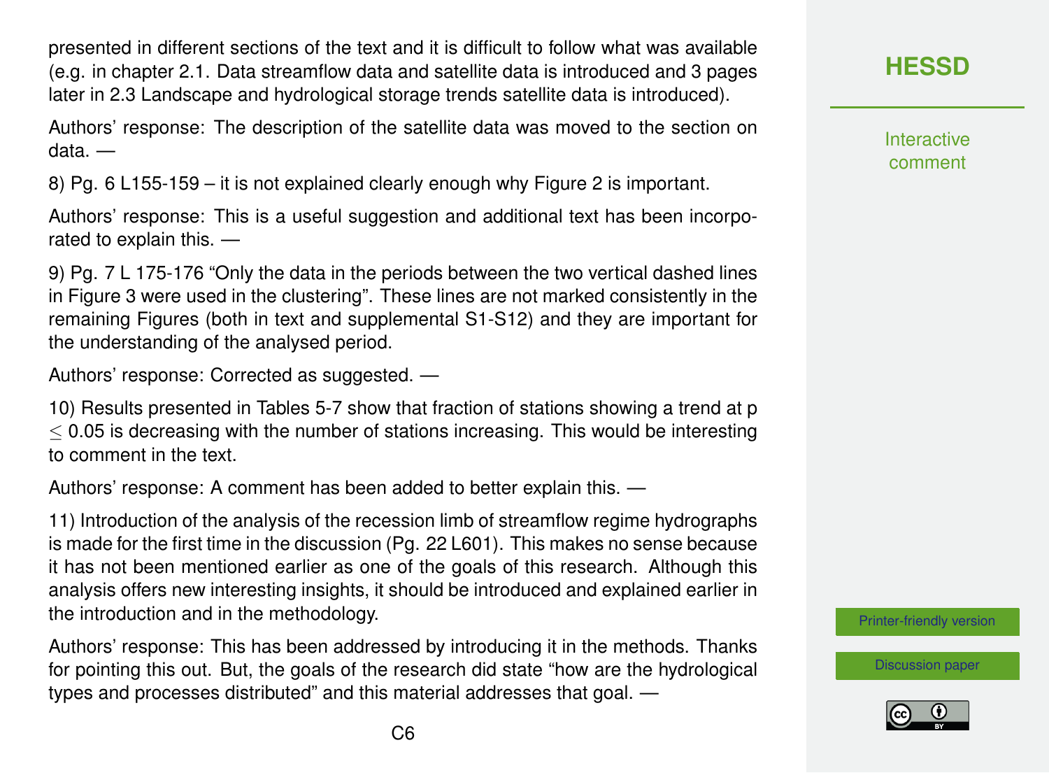presented in different sections of the text and it is difficult to follow what was available (e.g. in chapter 2.1. Data streamflow data and satellite data is introduced and 3 pages later in 2.3 Landscape and hydrological storage trends satellite data is introduced).

Authors' response: The description of the satellite data was moved to the section on data. —

8) Pg. 6 L155-159 – it is not explained clearly enough why Figure 2 is important.

Authors' response: This is a useful suggestion and additional text has been incorporated to explain this. —

9) Pg. 7 L 175-176 "Only the data in the periods between the two vertical dashed lines in Figure 3 were used in the clustering". These lines are not marked consistently in the remaining Figures (both in text and supplemental S1-S12) and they are important for the understanding of the analysed period.

Authors' response: Corrected as suggested. —

10) Results presented in Tables 5-7 show that fraction of stations showing a trend at $p \leq 0.05$ is decreasing with the number of stations increasing. This would be interesting to comment in the text.

Authors' response: A comment has been added to better explain this. —

11) Introduction of the analysis of the recession limb of streamflow regime hydrographs is made for the first time in the discussion (Pg. 22 L601). This makes no sense because it has not been mentioned earlier as one of the goals of this research. Although this analysis offers new interesting insights, it should be introduced and explained earlier in the introduction and in the methodology.

Authors' response: This has been addressed by introducing it in the methods. Thanks for pointing this out. But, the goals of the research did state "how are the hydrological types and processes distributed" and this material addresses that goal. —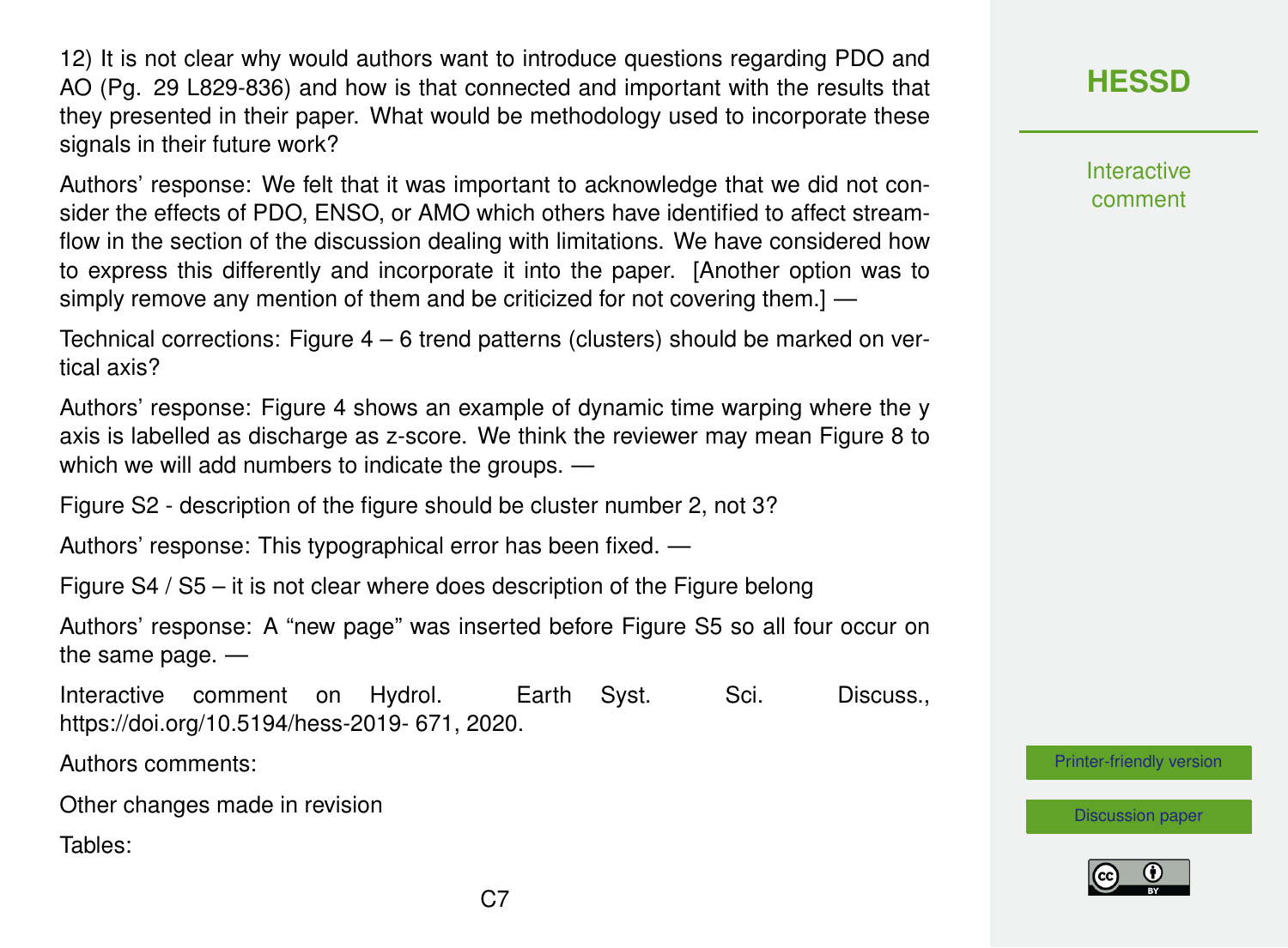12) It is not clear why would authors want to introduce questions regarding PDO and AO (Pg. 29 L829-836) and how is that connected and important with the results that they presented in their paper. What would be methodology used to incorporate these signals in their future work?

Authors' response: We felt that it was important to acknowledge that we did not consider the effects of PDO, ENSO, or AMO which others have identified to affect streamflow in the section of the discussion dealing with limitations. We have considered how to express this differently and incorporate it into the paper. [Another option was to simply remove any mention of them and be criticized for not covering them.] —

Technical corrections: Figure 4 – 6 trend patterns (clusters) should be marked on vertical axis?

Authors' response: Figure 4 shows an example of dynamic time warping where the y axis is labelled as discharge as z-score. We think the reviewer may mean Figure 8 to which we will add numbers to indicate the groups. —

Figure S2 - description of the figure should be cluster number 2, not 3?

Authors' response: This typographical error has been fixed. —

Figure S4 / S5 – it is not clear where does description of the Figure belong

Authors' response: A "new page" was inserted before Figure S5 so all four occur on the same page. —

Interactive comment on Hydrol. Earth Syst. Sci. Discuss., https://doi.org/10.5194/hess-2019- 671, 2020.

Authors comments:

Other changes made in revision

Tables: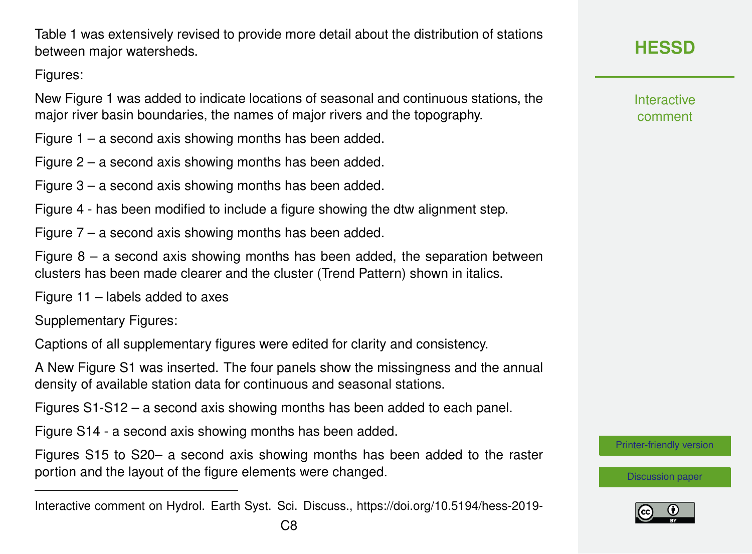Table 1 was extensively revised to provide more detail about the distribution of stations between major watersheds.

Figures:

New Figure 1 was added to indicate locations of seasonal and continuous stations, the major river basin boundaries, the names of major rivers and the topography.

Figure 1 – a second axis showing months has been added.

Figure 2 – a second axis showing months has been added.

Figure 3 – a second axis showing months has been added.

Figure 4 - has been modified to include a figure showing the dtw alignment step.

Figure 7 – a second axis showing months has been added.

Figure 8 – a second axis showing months has been added, the separation between clusters has been made clearer and the cluster (Trend Pattern) shown in italics.

Figure 11 – labels added to axes

Supplementary Figures:

Captions of all supplementary figures were edited for clarity and consistency.

A New Figure S1 was inserted. The four panels show the missingness and the annual density of available station data for continuous and seasonal stations.

Figures S1-S12 – a second axis showing months has been added to each panel.

Figure S14 - a second axis showing months has been added.

Figures S15 to S20– a second axis showing months has been added to the raster portion and the layout of the figure elements were changed.

---

Interactive comment on Hydrol. Earth Syst. Sci. Discuss., https://doi.org/10.5194/hess-2019-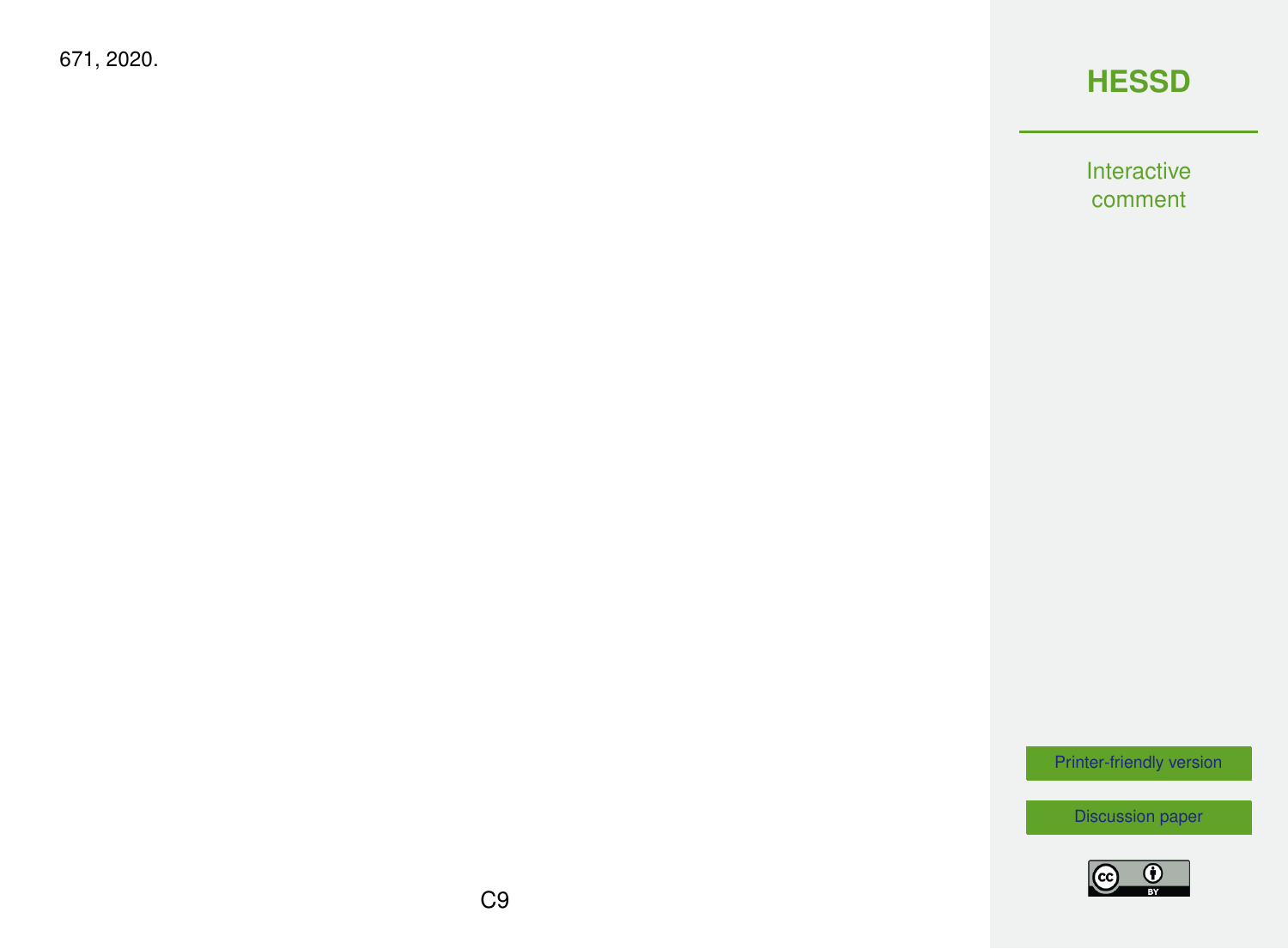671, 2020.